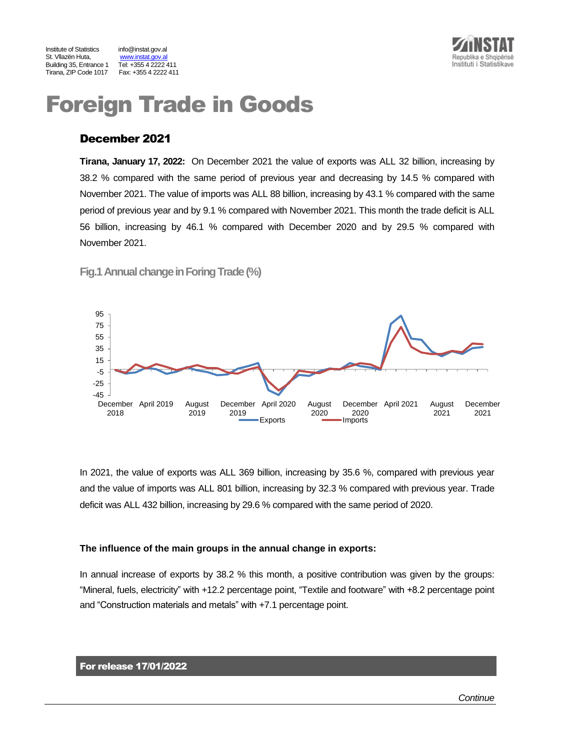Institute of Statistics
St. Vllazën Huta,
Building 35, Entrance 1
Tirana, ZIP Code 1017

info@instat.gov.al
www.instat.gov.al
Tel: +355 4 2222 411
Fax: +355 4 2222 411

# Foreign Trade in Goods

## December 2021

**Tirana, January 17, 2022:** On December 2021 the value of exports was ALL 32 billion, increasing by 38.2 % compared with the same period of previous year and decreasing by 14.5 % compared with November 2021. The value of imports was ALL 88 billion, increasing by 43.1 % compared with the same period of previous year and by 9.1 % compared with November 2021. This month the trade deficit is ALL 56 billion, increasing by 46.1 % compared with December 2020 and by 29.5 % compared with November 2021.

Fig.1 Annual change in Foring Trade (%)

In 2021, the value of exports was ALL 369 billion, increasing by 35.6 %, compared with previous year and the value of imports was ALL 801 billion, increasing by 32.3 % compared with previous year. Trade deficit was ALL 432 billion, increasing by 29.6 % compared with the same period of 2020.

**The influence of the main groups in the annual change in exports:**

In annual increase of exports by 38.2 % this month, a positive contribution was given by the groups: “Mineral, fuels, electricity” with +12.2 percentage point, “Textile and footware” with +8.2 percentage point and “Construction materials and metals” with +7.1 percentage point.

**For release 17/01/2022**

*Continue*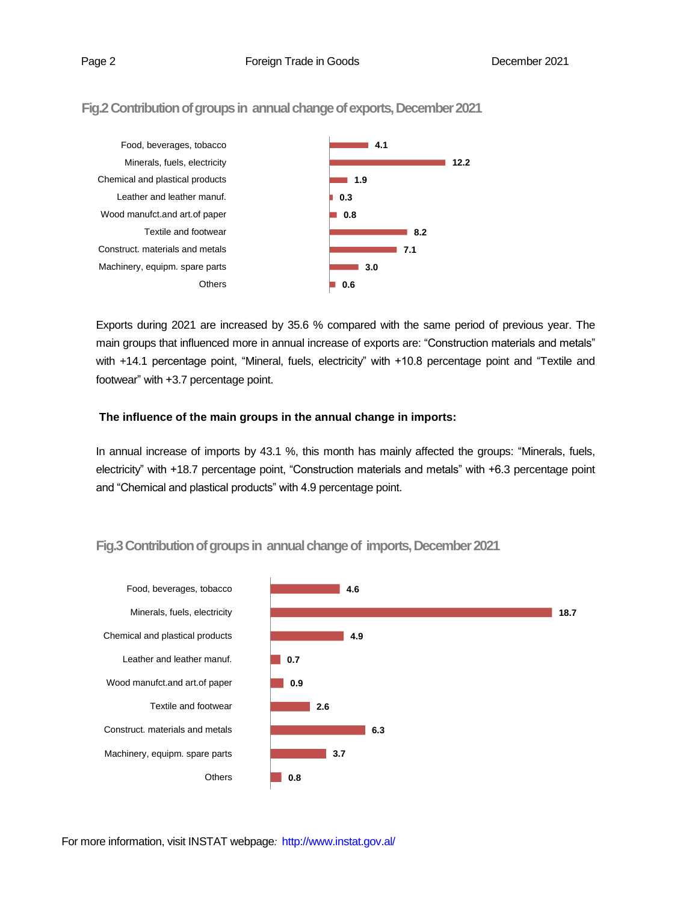## Fig.2 Contribution of groups in annual change of exports, December 2021

| Group | Value |
|---|---|
| Food, beverages, tobacco | 4.1 |
| Minerals, fuels, electricity | 12.2 |
| Chemical and plastical products | 1.9 |
| Leather and leather manuf. | 0.3 |
| Wood manufct.and art.of paper | 0.8 |
| Textile and footwear | 8.2 |
| Construct. materials and metals | 7.1 |
| Machinery, equipm. spare parts | 3.0 |
| Others | 0.6 |

Exports during 2021 are increased by 35.6 % compared with the same period of previous year. The main groups that influenced more in annual increase of exports are: “Construction materials and metals” with +14.1 percentage point, “Mineral, fuels, electricity” with +10.8 percentage point and “Textile and footwear” with +3.7 percentage point.

**The influence of the main groups in the annual change in imports:**

In annual increase of imports by 43.1 %, this month has mainly affected the groups: “Minerals, fuels, electricity” with +18.7 percentage point, “Construction materials and metals” with +6.3 percentage point and “Chemical and plastical products” with 4.9 percentage point.

## Fig.3 Contribution of groups in annual change of imports, December 2021

| Group | Value |
|---|---|
| Food, beverages, tobacco | 4.6 |
| Minerals, fuels, electricity | 18.7 |
| Chemical and plastical products | 4.9 |
| Leather and leather manuf. | 0.7 |
| Wood manufct.and art.of paper | 0.9 |
| Textile and footwear | 2.6 |
| Construct. materials and metals | 6.3 |
| Machinery, equipm. spare parts | 3.7 |
| Others | 0.8 |

For more information, visit INSTAT webpage*:* http://www.instat.gov.al/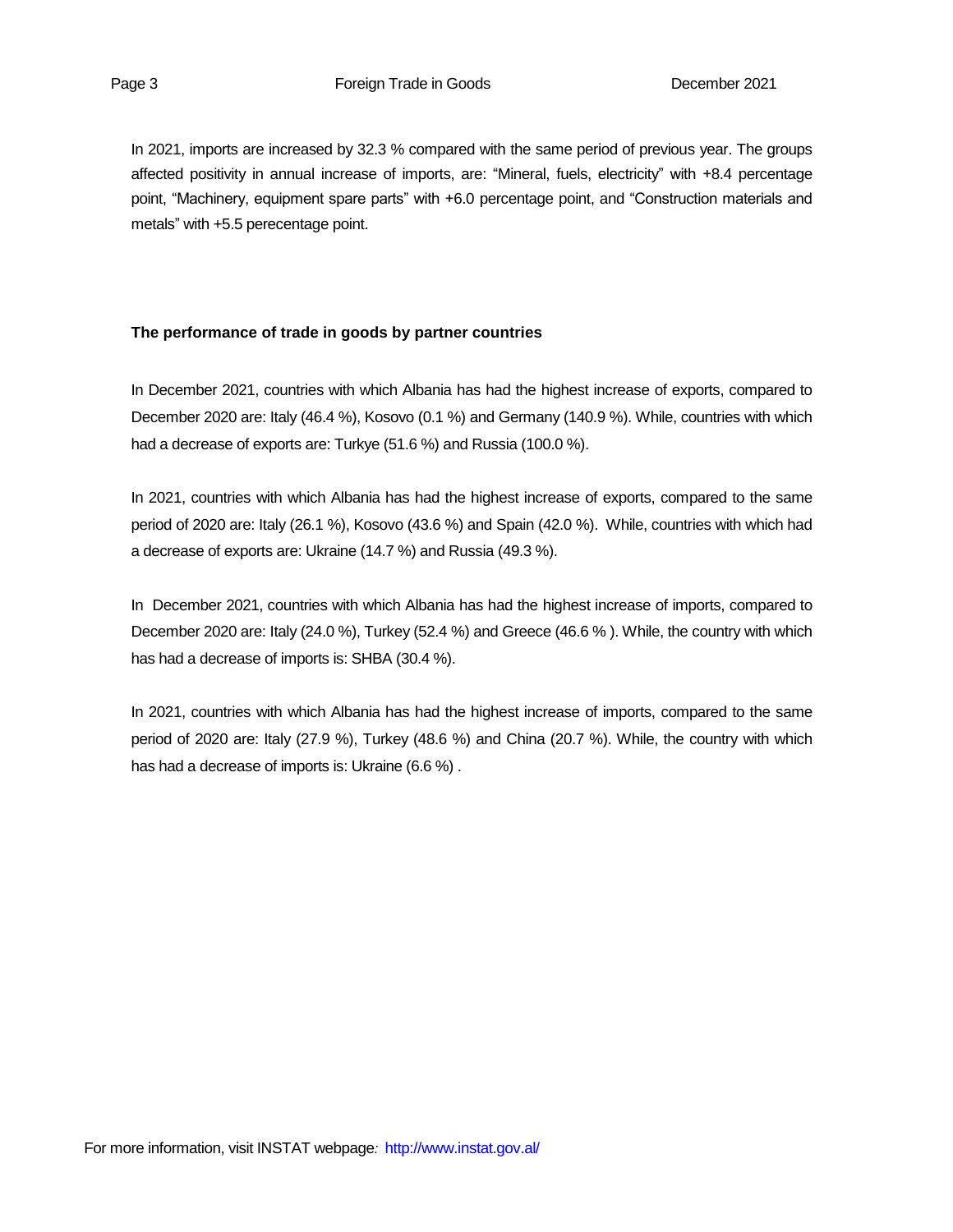In 2021, imports are increased by 32.3 % compared with the same period of previous year. The groups affected positivity in annual increase of imports, are: “Mineral, fuels, electricity” with +8.4 percentage point, “Machinery, equipment spare parts” with +6.0 percentage point, and “Construction materials and metals” with +5.5 perecentage point.

**The performance of trade in goods by partner countries**

In December 2021, countries with which Albania has had the highest increase of exports, compared to December 2020 are: Italy (46.4 %), Kosovo (0.1 %) and Germany (140.9 %). While, countries with which had a decrease of exports are: Turkye (51.6 %) and Russia (100.0 %).

In 2021, countries with which Albania has had the highest increase of exports, compared to the same period of 2020 are: Italy (26.1 %), Kosovo (43.6 %) and Spain (42.0 %). While, countries with which had a decrease of exports are: Ukraine (14.7 %) and Russia (49.3 %).

In December 2021, countries with which Albania has had the highest increase of imports, compared to December 2020 are: Italy (24.0 %), Turkey (52.4 %) and Greece (46.6 % ). While, the country with which has had a decrease of imports is: SHBA (30.4 %).

In 2021, countries with which Albania has had the highest increase of imports, compared to the same period of 2020 are: Italy (27.9 %), Turkey (48.6 %) and China (20.7 %). While, the country with which has had a decrease of imports is: Ukraine (6.6 %) .

For more information, visit INSTAT webpage: http://www.instat.gov.al/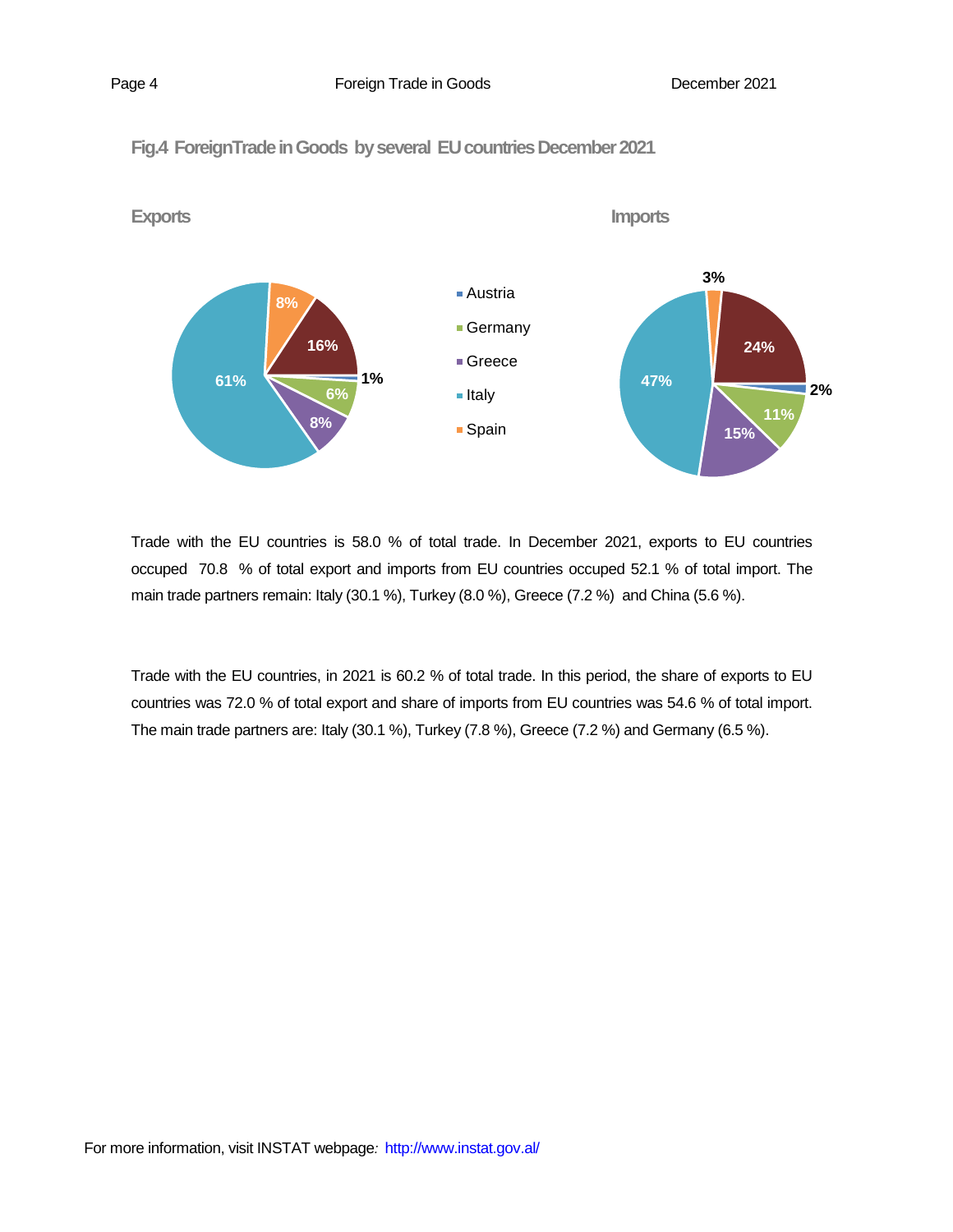**Fig.4 ForeignTrade in Goods by several EU countries December 2021**

**Exports**

**Imports**

Trade with the EU countries is 58.0 % of total trade. In December 2021, exports to EU countries occuped 70.8 % of total export and imports from EU countries occuped 52.1 % of total import. The main trade partners remain: Italy (30.1 %), Turkey (8.0 %), Greece (7.2 %) and China (5.6 %).

Trade with the EU countries, in 2021 is 60.2 % of total trade. In this period, the share of exports to EU countries was 72.0 % of total export and share of imports from EU countries was 54.6 % of total import. The main trade partners are: Italy (30.1 %), Turkey (7.8 %), Greece (7.2 %) and Germany (6.5 %).

For more information, visit INSTAT webpage: http://www.instat.gov.al/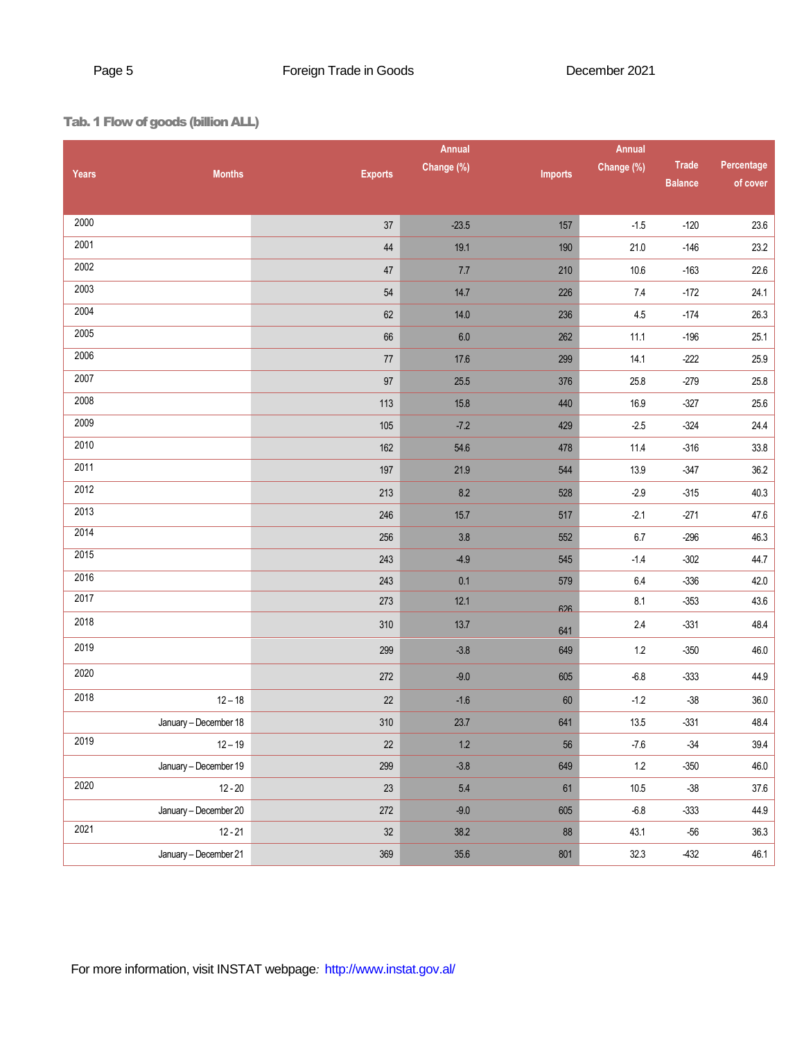### Tab. 1 Flow of goods (billion ALL)

| Years | Months | Exports | Annual Change (%) | Imports | Annual Change (%) | Trade Balance | Percentage of cover |
|---|---|---|---|---|---|---|---|
| 2000 | | 37 | -23.5 | 157 | -1.5 | -120 | 23.6 |
| 2001 | | 44 | 19.1 | 190 | 21.0 | -146 | 23.2 |
| 2002 | | 47 | 7.7 | 210 | 10.6 | -163 | 22.6 |
| 2003 | | 54 | 14.7 | 226 | 7.4 | -172 | 24.1 |
| 2004 | | 62 | 14.0 | 236 | 4.5 | -174 | 26.3 |
| 2005 | | 66 | 6.0 | 262 | 11.1 | -196 | 25.1 |
| 2006 | | 77 | 17.6 | 299 | 14.1 | -222 | 25.9 |
| 2007 | | 97 | 25.5 | 376 | 25.8 | -279 | 25.8 |
| 2008 | | 113 | 15.8 | 440 | 16.9 | -327 | 25.6 |
| 2009 | | 105 | -7.2 | 429 | -2.5 | -324 | 24.4 |
| 2010 | | 162 | 54.6 | 478 | 11.4 | -316 | 33.8 |
| 2011 | | 197 | 21.9 | 544 | 13.9 | -347 | 36.2 |
| 2012 | | 213 | 8.2 | 528 | -2.9 | -315 | 40.3 |
| 2013 | | 246 | 15.7 | 517 | -2.1 | -271 | 47.6 |
| 2014 | | 256 | 3.8 | 552 | 6.7 | -296 | 46.3 |
| 2015 | | 243 | -4.9 | 545 | -1.4 | -302 | 44.7 |
| 2016 | | 243 | 0.1 | 579 | 6.4 | -336 | 42.0 |
| 2017 | | 273 | 12.1 | 626 | 8.1 | -353 | 43.6 |
| 2018 | | 310 | 13.7 | 641 | 2.4 | -331 | 48.4 |
| 2019 | | 299 | -3.8 | 649 | 1.2 | -350 | 46.0 |
| 2020 | | 272 | -9.0 | 605 | -6.8 | -333 | 44.9 |
| 2018 | 12 – 18 | 22 | -1.6 | 60 | -1.2 | -38 | 36.0 |
| | January – December 18 | 310 | 23.7 | 641 | 13.5 | -331 | 48.4 |
| 2019 | 12 – 19 | 22 | 1.2 | 56 | -7.6 | -34 | 39.4 |
| | January – December 19 | 299 | -3.8 | 649 | 1.2 | -350 | 46.0 |
| 2020 | 12 - 20 | 23 | 5.4 | 61 | 10.5 | -38 | 37.6 |
| | January – December 20 | 272 | -9.0 | 605 | -6.8 | -333 | 44.9 |
| 2021 | 12 - 21 | 32 | 38.2 | 88 | 43.1 | -56 | 36.3 |
| | January – December 21 | 369 | 35.6 | 801 | 32.3 | -432 | 46.1 |

For more information, visit INSTAT webpage*:* http://www.instat.gov.al/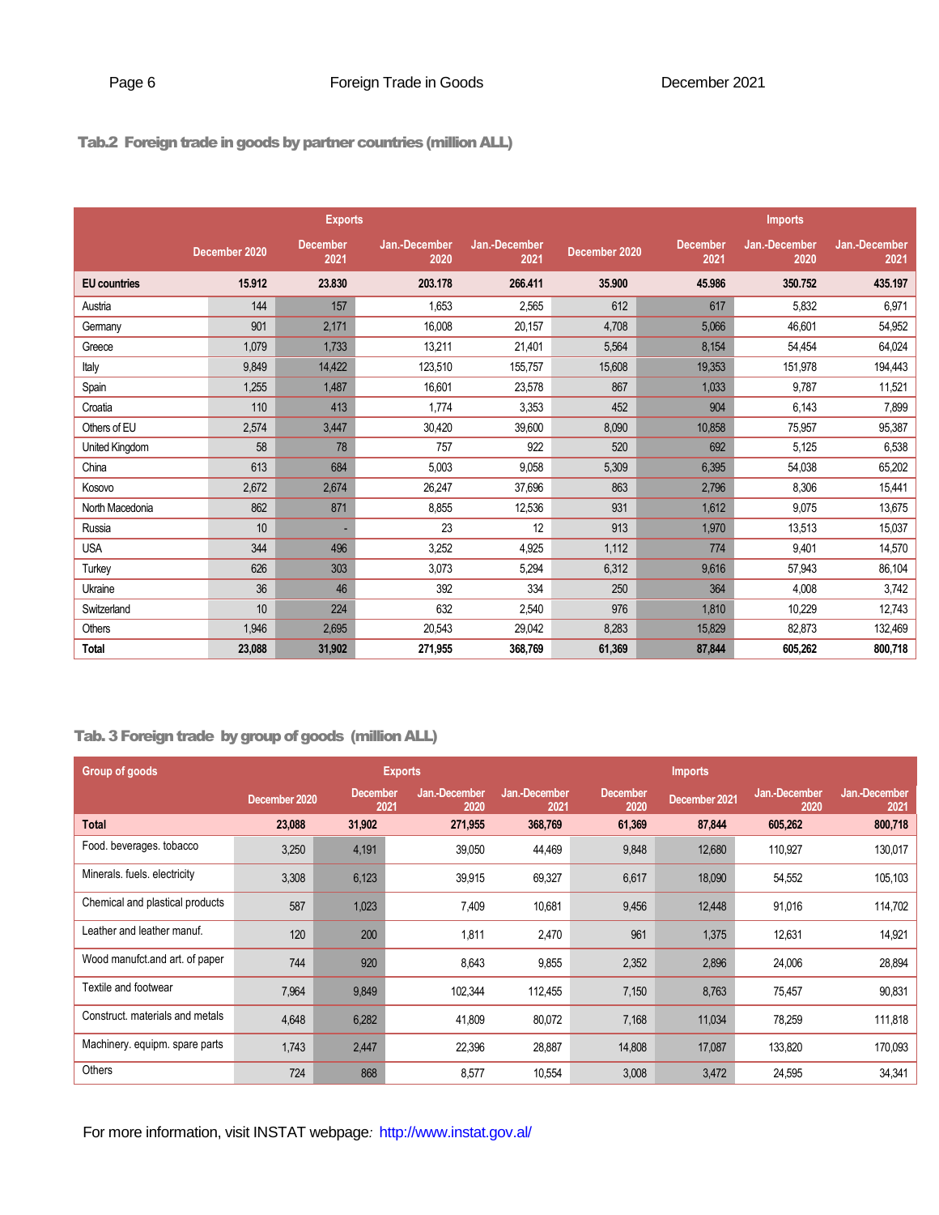## Tab.2 Foreign trade in goods by partner countries (million ALL)

| | Exports | | | | Imports | | | |
|---|---|---|---|---|---|---|---|---|
| | December 2020 | December 2021 | Jan.-December 2020 | Jan.-December 2021 | December 2020 | December 2021 | Jan.-December 2020 | Jan.-December 2021 |
| **EU countries** | **15.912** | **23.830** | **203.178** | **266.411** | **35.900** | **45.986** | **350.752** | **435.197** |
| Austria | 144 | 157 | 1,653 | 2,565 | 612 | 617 | 5,832 | 6,971 |
| Germany | 901 | 2,171 | 16,008 | 20,157 | 4,708 | 5,066 | 46,601 | 54,952 |
| Greece | 1,079 | 1,733 | 13,211 | 21,401 | 5,564 | 8,154 | 54,454 | 64,024 |
| Italy | 9,849 | 14,422 | 123,510 | 155,757 | 15,608 | 19,353 | 151,978 | 194,443 |
| Spain | 1,255 | 1,487 | 16,601 | 23,578 | 867 | 1,033 | 9,787 | 11,521 |
| Croatia | 110 | 413 | 1,774 | 3,353 | 452 | 904 | 6,143 | 7,899 |
| Others of EU | 2,574 | 3,447 | 30,420 | 39,600 | 8,090 | 10,858 | 75,957 | 95,387 |
| United Kingdom | 58 | 78 | 757 | 922 | 520 | 692 | 5,125 | 6,538 |
| China | 613 | 684 | 5,003 | 9,058 | 5,309 | 6,395 | 54,038 | 65,202 |
| Kosovo | 2,672 | 2,674 | 26,247 | 37,696 | 863 | 2,796 | 8,306 | 15,441 |
| North Macedonia | 862 | 871 | 8,855 | 12,536 | 931 | 1,612 | 9,075 | 13,675 |
| Russia | 10 | - | 23 | 12 | 913 | 1,970 | 13,513 | 15,037 |
| USA | 344 | 496 | 3,252 | 4,925 | 1,112 | 774 | 9,401 | 14,570 |
| Turkey | 626 | 303 | 3,073 | 5,294 | 6,312 | 9,616 | 57,943 | 86,104 |
| Ukraine | 36 | 46 | 392 | 334 | 250 | 364 | 4,008 | 3,742 |
| Switzerland | 10 | 224 | 632 | 2,540 | 976 | 1,810 | 10,229 | 12,743 |
| Others | 1,946 | 2,695 | 20,543 | 29,042 | 8,283 | 15,829 | 82,873 | 132,469 |
| **Total** | **23,088** | **31,902** | **271,955** | **368,769** | **61,369** | **87,844** | **605,262** | **800,718** |

## Tab. 3 Foreign trade by group of goods (million ALL)

| Group of goods | Exports | | | | Imports | | | |
|---|---|---|---|---|---|---|---|---|
| | December 2020 | December 2021 | Jan.-December 2020 | Jan.-December 2021 | December 2020 | December 2021 | Jan.-December 2020 | Jan.-December 2021 |
| **Total** | **23,088** | **31,902** | **271,955** | **368,769** | **61,369** | **87,844** | **605,262** | **800,718** |
| Food. beverages. tobacco | 3,250 | 4,191 | 39,050 | 44,469 | 9,848 | 12,680 | 110,927 | 130,017 |
| Minerals. fuels. electricity | 3,308 | 6,123 | 39,915 | 69,327 | 6,617 | 18,090 | 54,552 | 105,103 |
| Chemical and plastical products | 587 | 1,023 | 7,409 | 10,681 | 9,456 | 12,448 | 91,016 | 114,702 |
| Leather and leather manuf. | 120 | 200 | 1,811 | 2,470 | 961 | 1,375 | 12,631 | 14,921 |
| Wood manufct.and art. of paper | 744 | 920 | 8,643 | 9,855 | 2,352 | 2,896 | 24,006 | 28,894 |
| Textile and footwear | 7,964 | 9,849 | 102,344 | 112,455 | 7,150 | 8,763 | 75,457 | 90,831 |
| Construct. materials and metals | 4,648 | 6,282 | 41,809 | 80,072 | 7,168 | 11,034 | 78,259 | 111,818 |
| Machinery. equipm. spare parts | 1,743 | 2,447 | 22,396 | 28,887 | 14,808 | 17,087 | 133,820 | 170,093 |
| Others | 724 | 868 | 8,577 | 10,554 | 3,008 | 3,472 | 24,595 | 34,341 |

For more information, visit INSTAT webpage*:* http://www.instat.gov.al/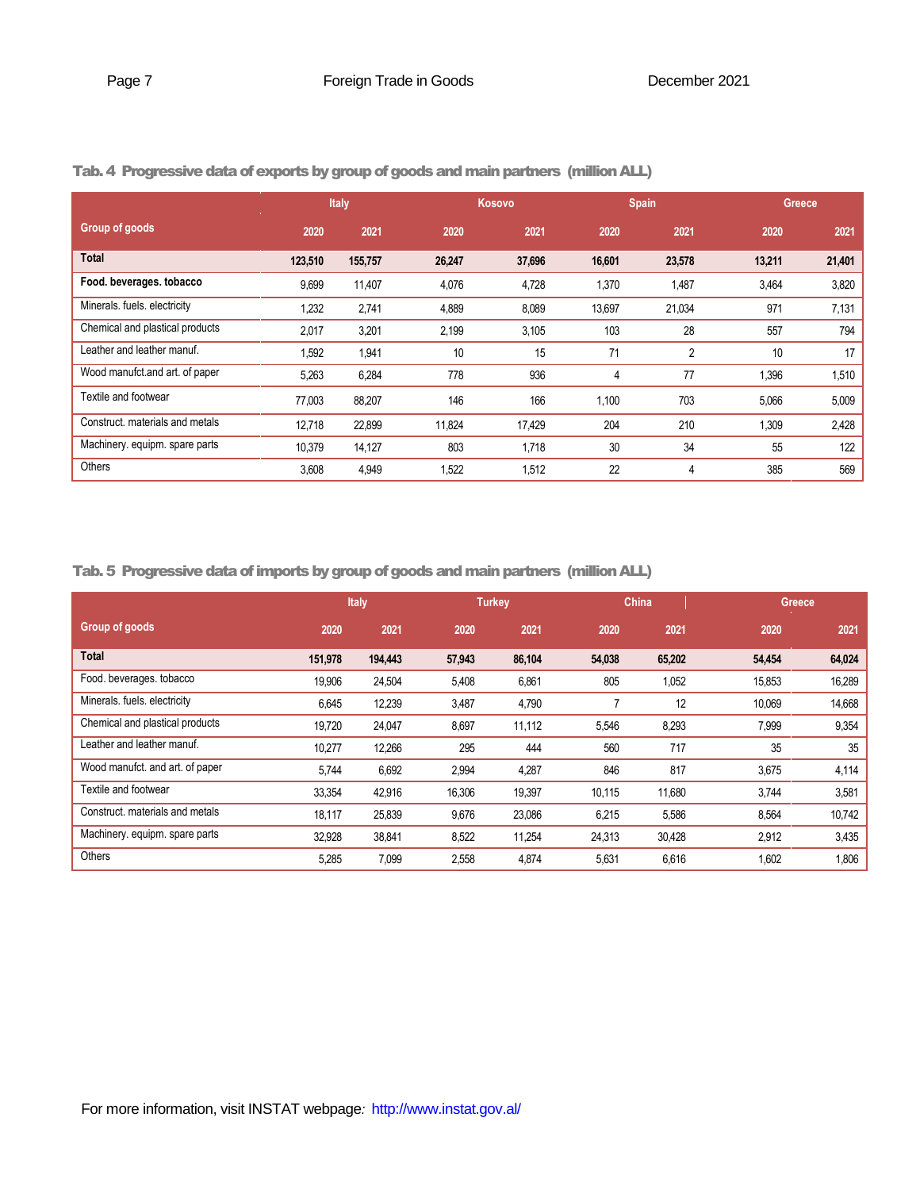### Tab. 4 Progressive data of exports by group of goods and main partners (million ALL)

| Group of goods | Italy | | Kosovo | | Spain | | Greece | |
|---|---|---|---|---|---|---|---|---|
| | 2020 | 2021 | 2020 | 2021 | 2020 | 2021 | 2020 | 2021 |
| **Total** | **123,510** | **155,757** | **26,247** | **37,696** | **16,601** | **23,578** | **13,211** | **21,401** |
| **Food. beverages. tobacco** | 9,699 | 11,407 | 4,076 | 4,728 | 1,370 | 1,487 | 3,464 | 3,820 |
| Minerals. fuels. electricity | 1,232 | 2,741 | 4,889 | 8,089 | 13,697 | 21,034 | 971 | 7,131 |
| Chemical and plastical products | 2,017 | 3,201 | 2,199 | 3,105 | 103 | 28 | 557 | 794 |
| Leather and leather manuf. | 1,592 | 1,941 | 10 | 15 | 71 | 2 | 10 | 17 |
| Wood manufct.and art. of paper | 5,263 | 6,284 | 778 | 936 | 4 | 77 | 1,396 | 1,510 |
| Textile and footwear | 77,003 | 88,207 | 146 | 166 | 1,100 | 703 | 5,066 | 5,009 |
| Construct. materials and metals | 12,718 | 22,899 | 11,824 | 17,429 | 204 | 210 | 1,309 | 2,428 |
| Machinery. equipm. spare parts | 10,379 | 14,127 | 803 | 1,718 | 30 | 34 | 55 | 122 |
| Others | 3,608 | 4,949 | 1,522 | 1,512 | 22 | 4 | 385 | 569 |

### Tab. 5 Progressive data of imports by group of goods and main partners (million ALL)

| Group of goods | Italy | | Turkey | | China | | Greece | |
|---|---|---|---|---|---|---|---|---|
| | 2020 | 2021 | 2020 | 2021 | 2020 | 2021 | 2020 | 2021 |
| **Total** | **151,978** | **194,443** | **57,943** | **86,104** | **54,038** | **65,202** | **54,454** | **64,024** |
| Food. beverages. tobacco | 19,906 | 24,504 | 5,408 | 6,861 | 805 | 1,052 | 15,853 | 16,289 |
| Minerals. fuels. electricity | 6,645 | 12,239 | 3,487 | 4,790 | 7 | 12 | 10,069 | 14,668 |
| Chemical and plastical products | 19,720 | 24,047 | 8,697 | 11,112 | 5,546 | 8,293 | 7,999 | 9,354 |
| Leather and leather manuf. | 10,277 | 12,266 | 295 | 444 | 560 | 717 | 35 | 35 |
| Wood manufct. and art. of paper | 5,744 | 6,692 | 2,994 | 4,287 | 846 | 817 | 3,675 | 4,114 |
| Textile and footwear | 33,354 | 42,916 | 16,306 | 19,397 | 10,115 | 11,680 | 3,744 | 3,581 |
| Construct. materials and metals | 18,117 | 25,839 | 9,676 | 23,086 | 6,215 | 5,586 | 8,564 | 10,742 |
| Machinery. equipm. spare parts | 32,928 | 38,841 | 8,522 | 11,254 | 24,313 | 30,428 | 2,912 | 3,435 |
| Others | 5,285 | 7,099 | 2,558 | 4,874 | 5,631 | 6,616 | 1,602 | 1,806 |

For more information, visit INSTAT webpage*:* http://www.instat.gov.al/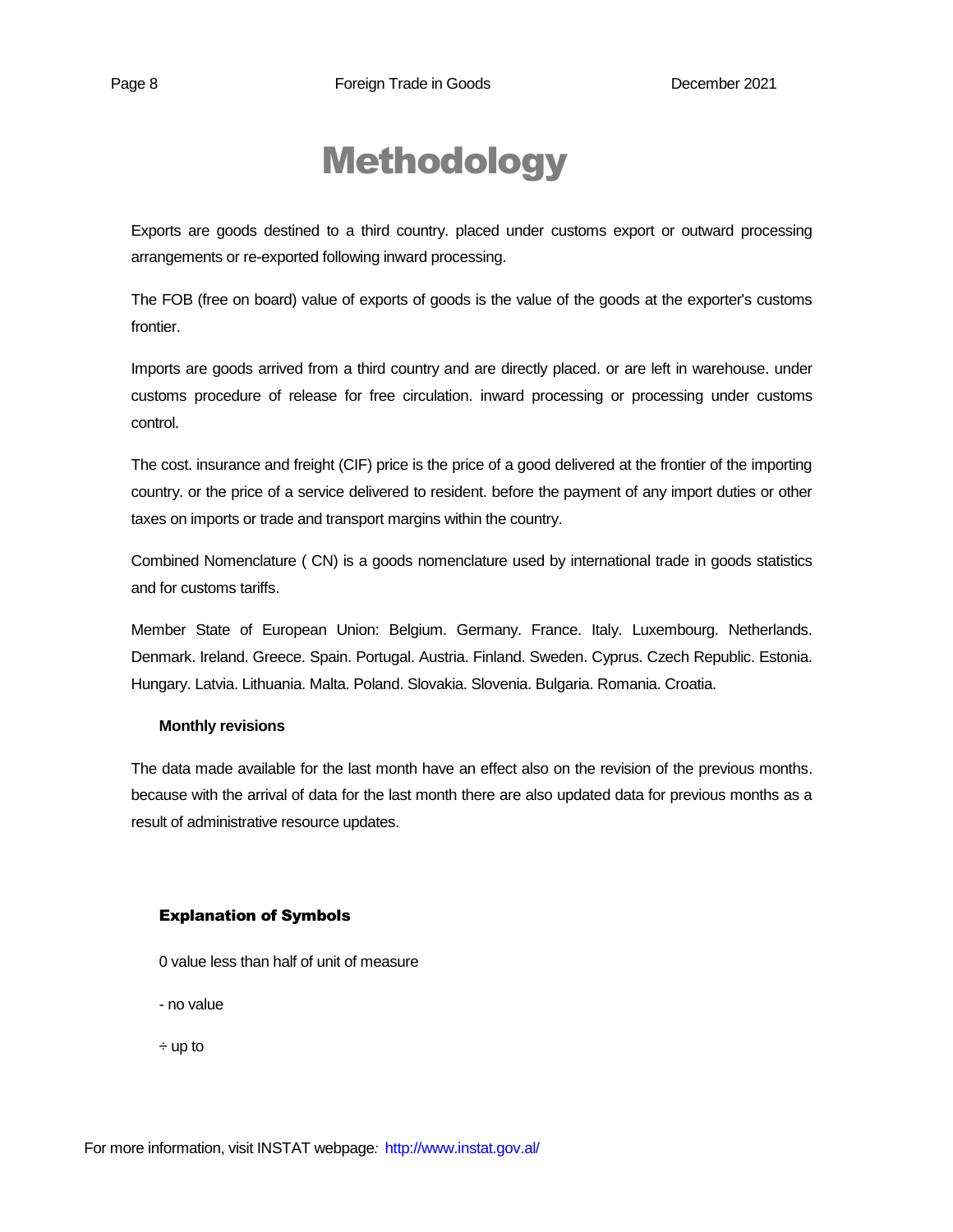# Methodology

Exports are goods destined to a third country. placed under customs export or outward processing arrangements or re-exported following inward processing.

The FOB (free on board) value of exports of goods is the value of the goods at the exporter's customs frontier.

Imports are goods arrived from a third country and are directly placed. or are left in warehouse. under customs procedure of release for free circulation. inward processing or processing under customs control.

The cost. insurance and freight (CIF) price is the price of a good delivered at the frontier of the importing country. or the price of a service delivered to resident. before the payment of any import duties or other taxes on imports or trade and transport margins within the country.

Combined Nomenclature ( CN) is a goods nomenclature used by international trade in goods statistics and for customs tariffs.

Member State of European Union: Belgium. Germany. France. Italy. Luxembourg. Netherlands. Denmark. Ireland. Greece. Spain. Portugal. Austria. Finland. Sweden. Cyprus. Czech Republic. Estonia. Hungary. Latvia. Lithuania. Malta. Poland. Slovakia. Slovenia. Bulgaria. Romania. Croatia.

**Monthly revisions**

The data made available for the last month have an effect also on the revision of the previous months. because with the arrival of data for the last month there are also updated data for previous months as a result of administrative resource updates.

**Explanation of Symbols**

0 value less than half of unit of measure

- no value

÷ up to

For more information, visit INSTAT webpage: http://www.instat.gov.al/